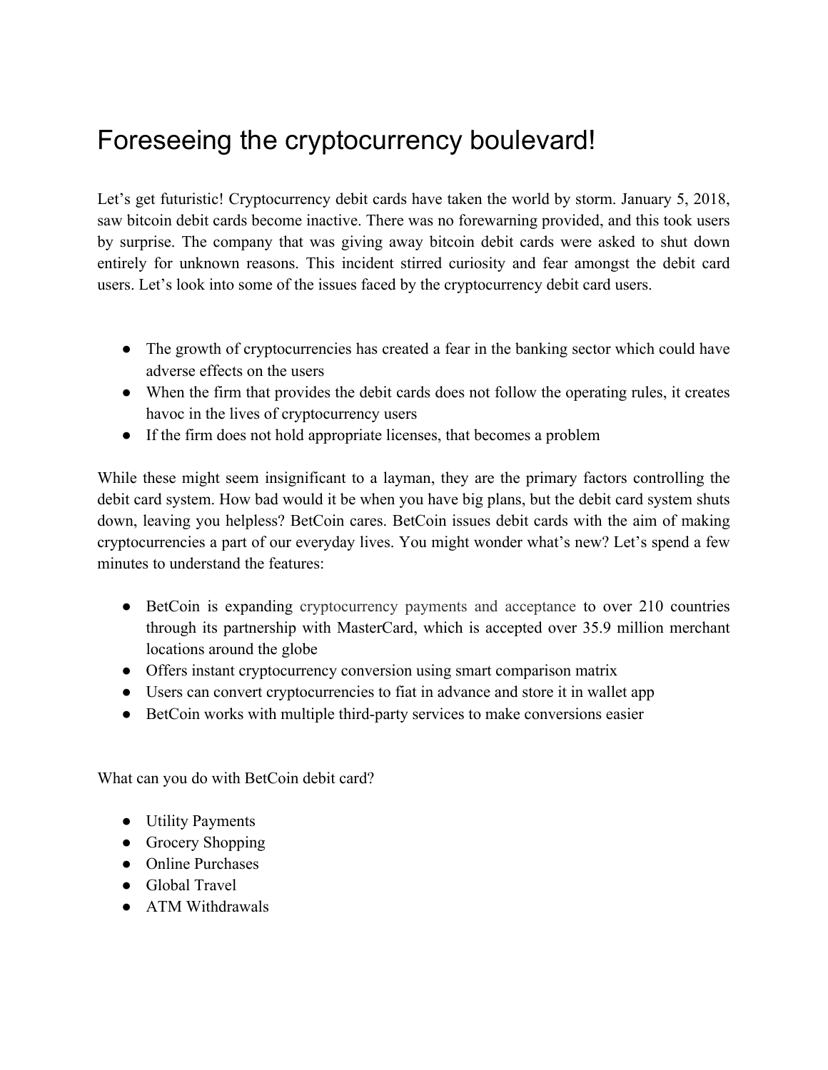# Foreseeing the cryptocurrency boulevard!

Let's get futuristic! Cryptocurrency debit cards have taken the world by storm. January 5, 2018, saw bitcoin debit cards become inactive. There was no forewarning provided, and this took users by surprise. The company that was giving away bitcoin debit cards were asked to shut down entirely for unknown reasons. This incident stirred curiosity and fear amongst the debit card users. Let's look into some of the issues faced by the cryptocurrency debit card users.

- The growth of cryptocurrencies has created a fear in the banking sector which could have adverse effects on the users
- When the firm that provides the debit cards does not follow the operating rules, it creates havoc in the lives of cryptocurrency users
- If the firm does not hold appropriate licenses, that becomes a problem

While these might seem insignificant to a layman, they are the primary factors controlling the debit card system. How bad would it be when you have big plans, but the debit card system shuts down, leaving you helpless? BetCoin cares. BetCoin issues debit cards with the aim of making cryptocurrencies a part of our everyday lives. You might wonder what's new? Let's spend a few minutes to understand the features:

- BetCoin is expanding cryptocurrency payments and acceptance to over 210 countries through its partnership with MasterCard, which is accepted over 35.9 million merchant locations around the globe
- Offers instant cryptocurrency conversion using smart comparison matrix
- Users can convert cryptocurrencies to fiat in advance and store it in wallet app
- BetCoin works with multiple third-party services to make conversions easier

What can you do with BetCoin debit card?

- Utility Payments
- Grocery Shopping
- Online Purchases
- Global Travel
- ATM Withdrawals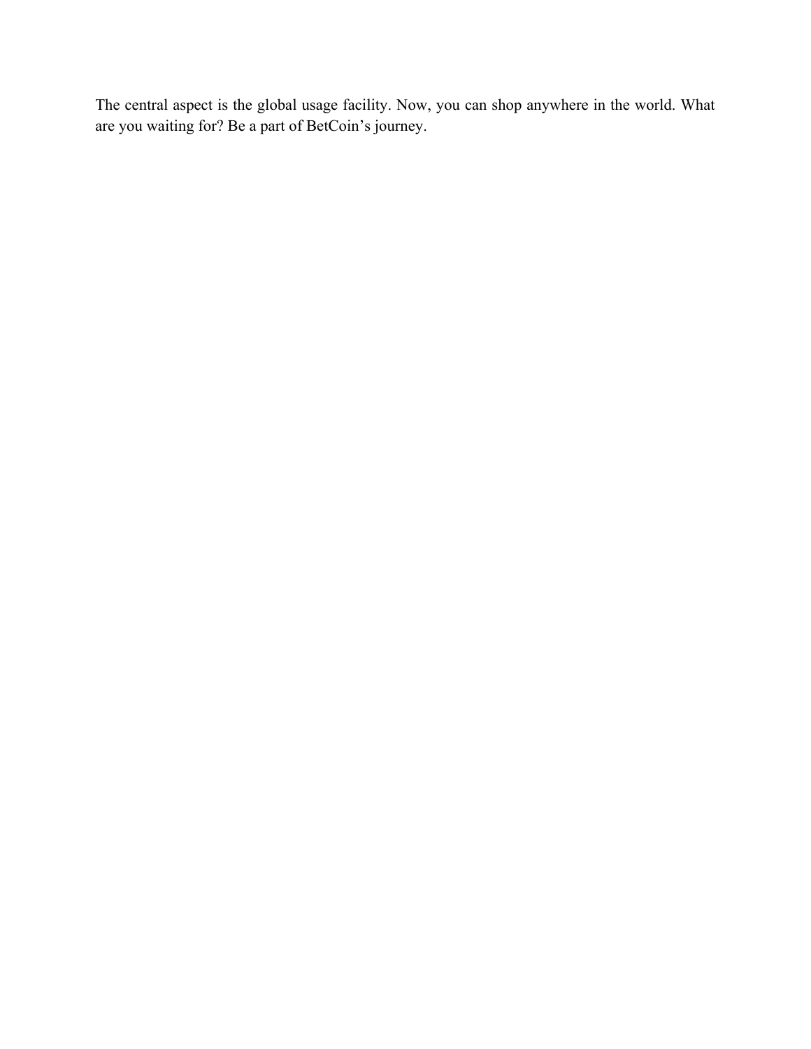The central aspect is the global usage facility. Now, you can shop anywhere in the world. What are you waiting for? Be a part of BetCoin's journey.